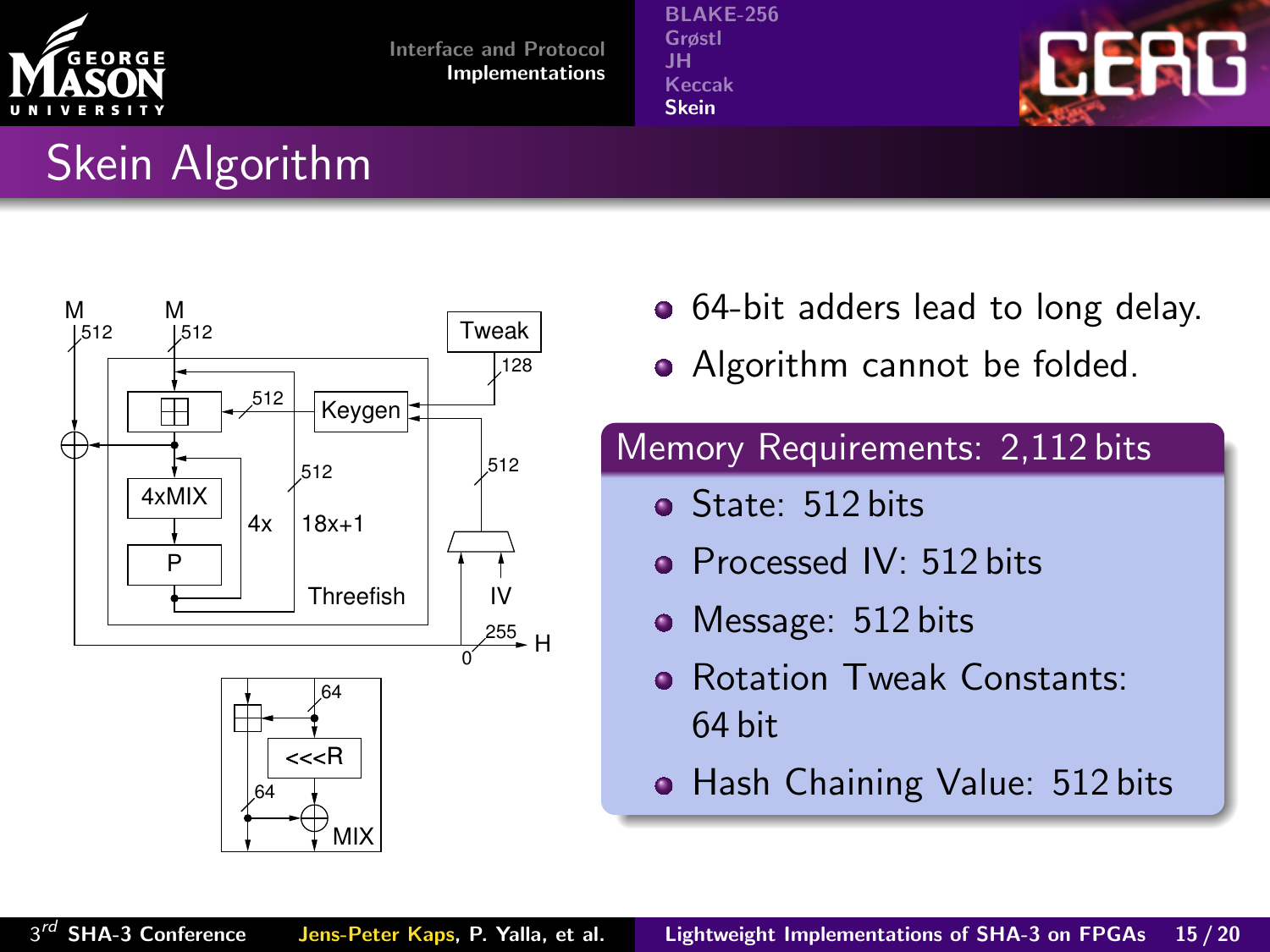# Skein Algorithm

- 64-bit adders lead to long delay.
- Algorithm cannot be folded.

**Memory Requirements: 2,112 bits**

- State: 512 bits
- Processed IV: 512 bits
- Message: 512 bits
- Rotation Tweak Constants: 64 bit
- Hash Chaining Value: 512 bits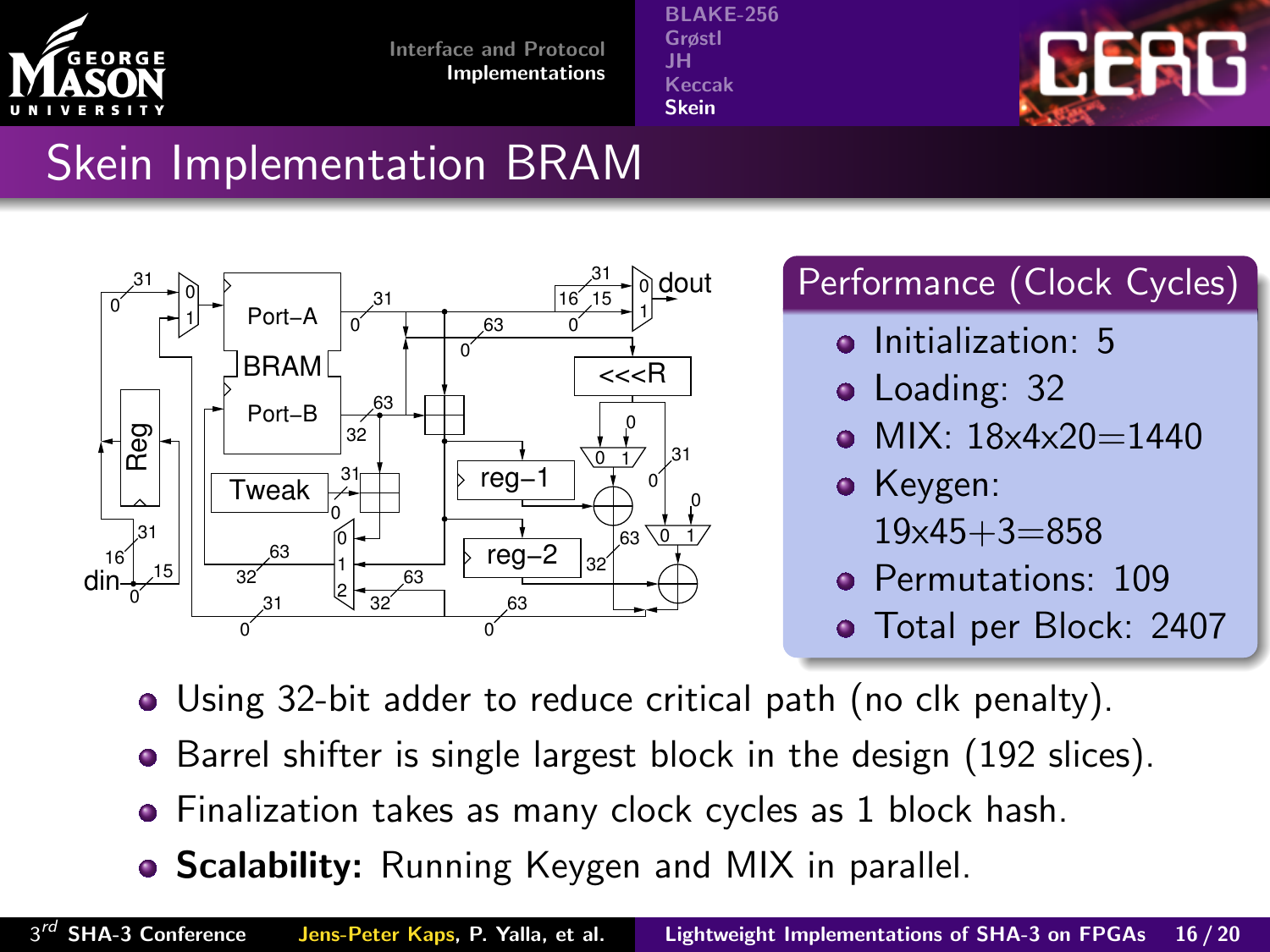# Skein Implementation BRAM

## Performance (Clock Cycles)

- Initialization: 5
- Loading: 32
- MIX: 18x4x20=1440
- Keygen: 19x45+3=858
- Permutations: 109
- Total per Block: 2407

- Using 32-bit adder to reduce critical path (no clk penalty).
- Barrel shifter is single largest block in the design (192 slices).
- Finalization takes as many clock cycles as 1 block hash.
- **Scalability:** Running Keygen and MIX in parallel.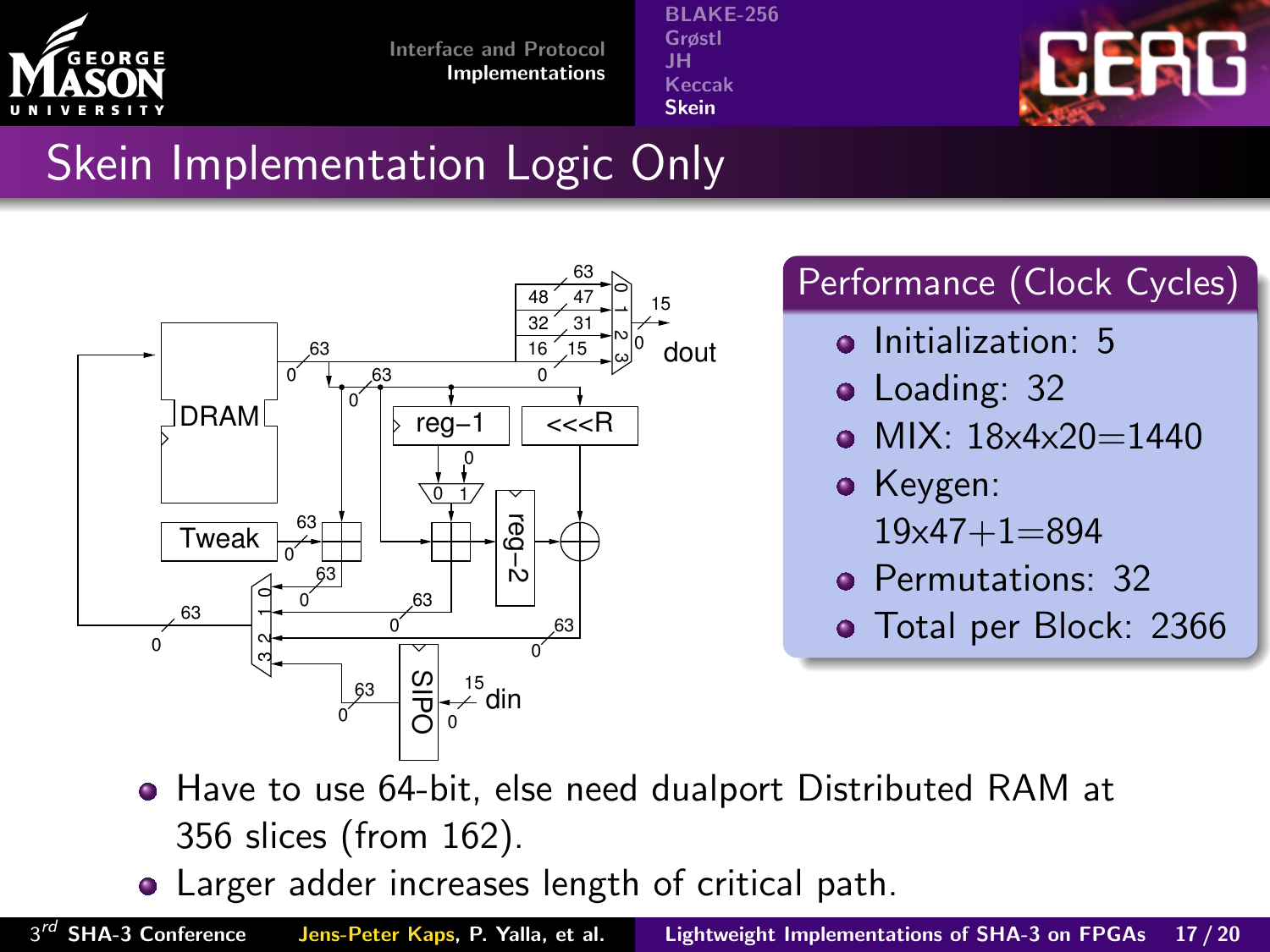# Skein Implementation Logic Only

## Performance (Clock Cycles)

- Initialization: 5
- Loading: 32
- MIX: 18x4x20=1440
- Keygen: 19x47+1=894
- Permutations: 32
- Total per Block: 2366

- Have to use 64-bit, else need dualport Distributed RAM at 356 slices (from 162).
- Larger adder increases length of critical path.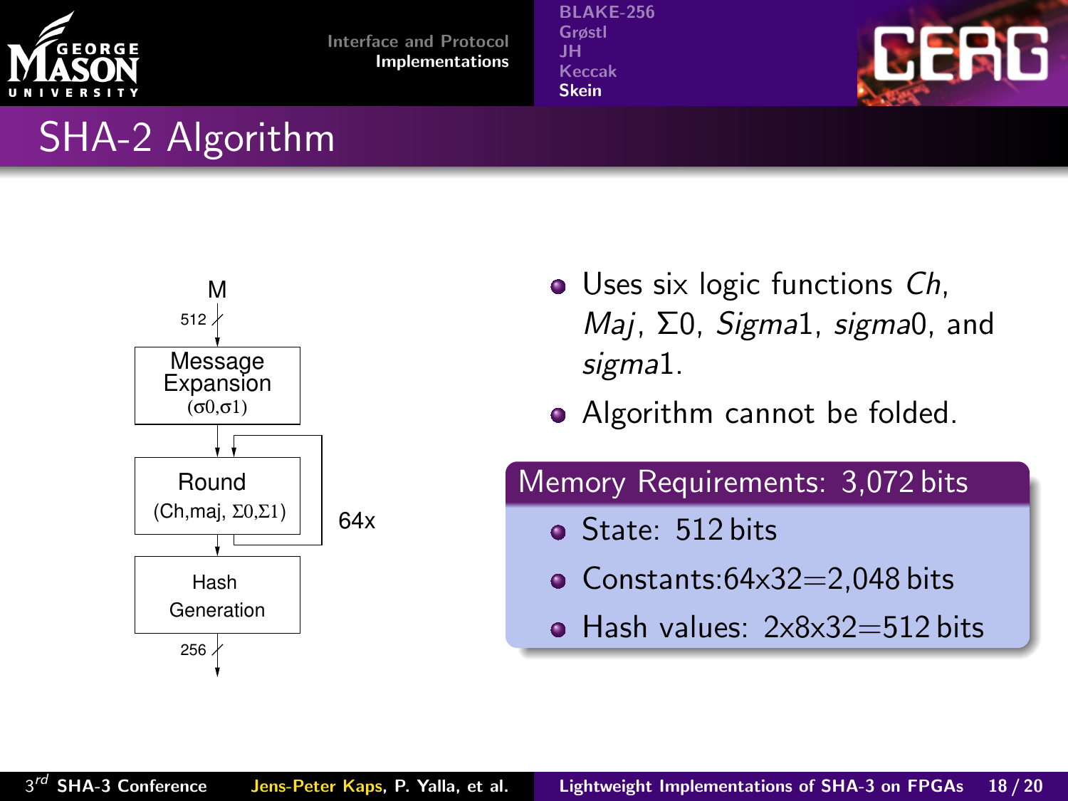# SHA-2 Algorithm

M

512

Message Expansion ($\sigma0$,$\sigma1$)

Round (Ch,maj, $\Sigma0$,$\Sigma1$)

64x

Hash Generation

256

- Uses six logic functions *Ch*, *Maj*, $\Sigma0$, *Sigma*1, *sigma*0, and *sigma*1.
- Algorithm cannot be folded.

**Memory Requirements: 3,072 bits**

- State: 512 bits
- Constants:64x32=2,048 bits
- Hash values: 2x8x32=512 bits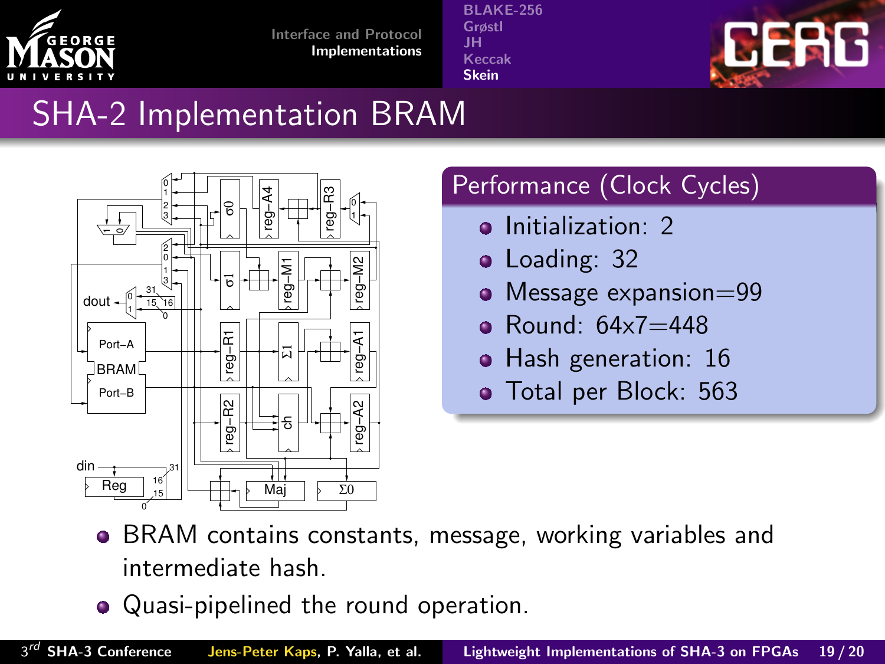# SHA-2 Implementation BRAM

## Performance (Clock Cycles)

- Initialization: 2
- Loading: 32
- Message expansion=99
- Round: 64x7=448
- Hash generation: 16
- Total per Block: 563

- BRAM contains constants, message, working variables and intermediate hash.
- Quasi-pipelined the round operation.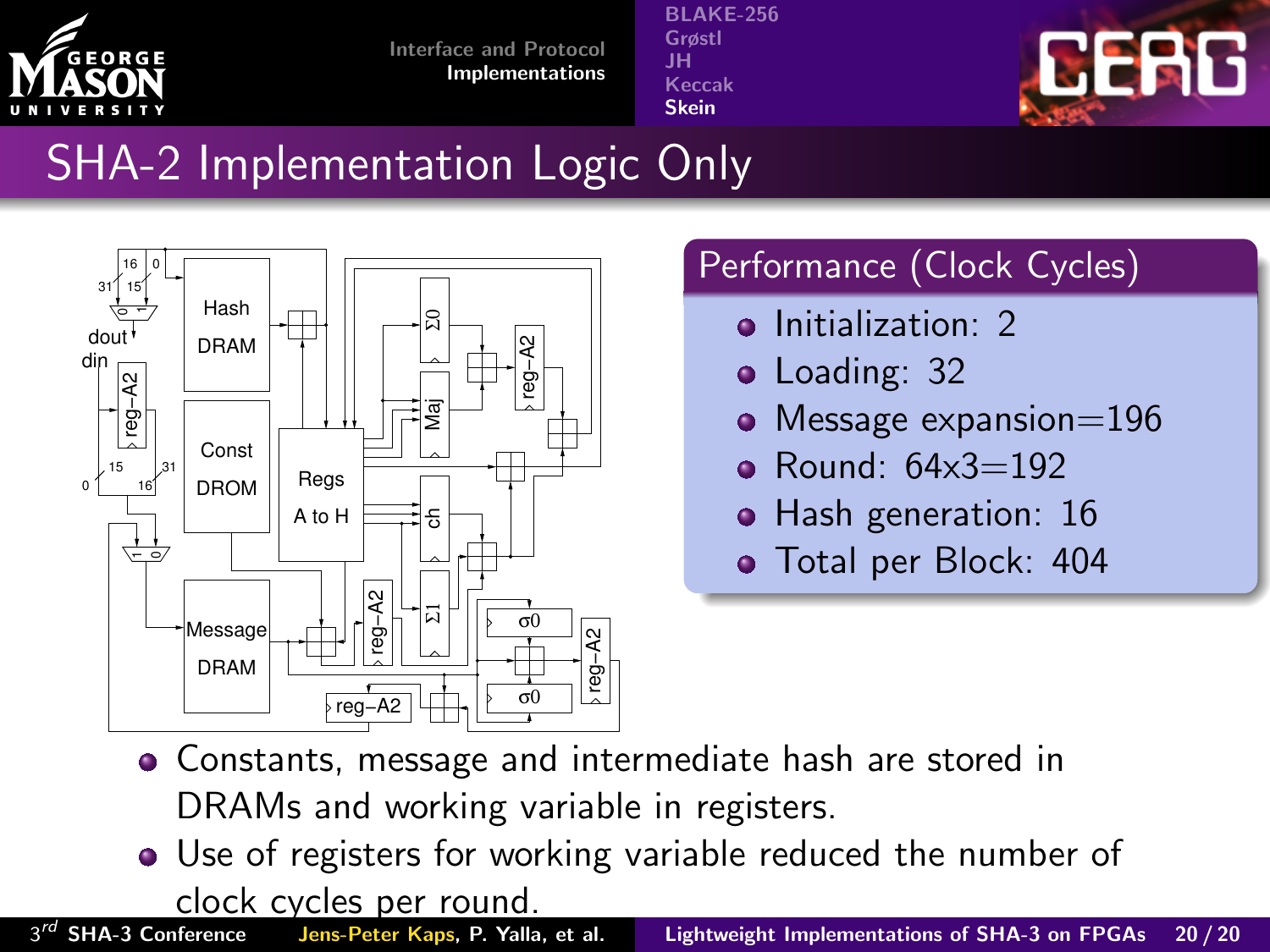# SHA-2 Implementation Logic Only

16 0
31 15
dout
din
reg−A2
15 31
0 16
Hash
DRAM
Const
DROM
Regs
A to H
Message
DRAM
Σ0
Maj
ch
Σ1
reg−A2
reg−A2
σ0
σ0
reg−A2
reg−A2

## Performance (Clock Cycles)

- Initialization: 2
- Loading: 32
- Message expansion=196
- Round: 64x3=192
- Hash generation: 16
- Total per Block: 404

- Constants, message and intermediate hash are stored in DRAMs and working variable in registers.
- Use of registers for working variable reduced the number of clock cycles per round.